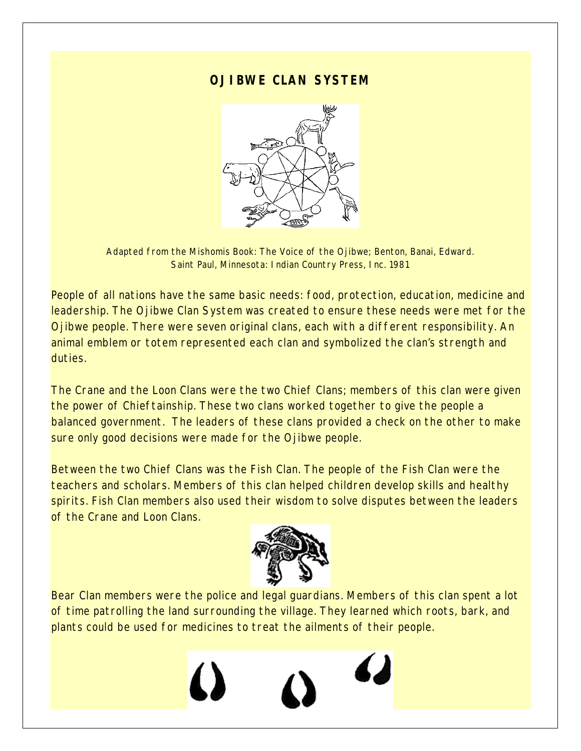# OJIBWE CLAN SYSTEM

Adapted from the Mishomis Book: The Voice of the Ojibwe; Benton, Banai, Edward. Saint Paul, Minnesota: Indian Country Press, Inc. 1981

People of all nations have the same basic needs: food, protection, education, medicine and leadership. The Ojibwe Clan System was created to ensure these needs were met for the Ojibwe people. There were seven original clans, each with a different responsibility. An animal emblem or totem represented each clan and symbolized the clan's strength and duties.

The Crane and the Loon Clans were the two Chief Clans; members of this clan were given the power of Chieftainship. These two clans worked together to give the people a balanced government. The leaders of these clans provided a check on the other to make sure only good decisions were made for the Ojibwe people.

Between the two Chief Clans was the Fish Clan. The people of the Fish Clan were the teachers and scholars. Members of this clan helped children develop skills and healthy spirits. Fish Clan members also used their wisdom to solve disputes between the leaders of the Crane and Loon Clans.

Bear Clan members were the police and legal guardians. Members of this clan spent a lot of time patrolling the land surrounding the village. They learned which roots, bark, and plants could be used for medicines to treat the ailments of their people.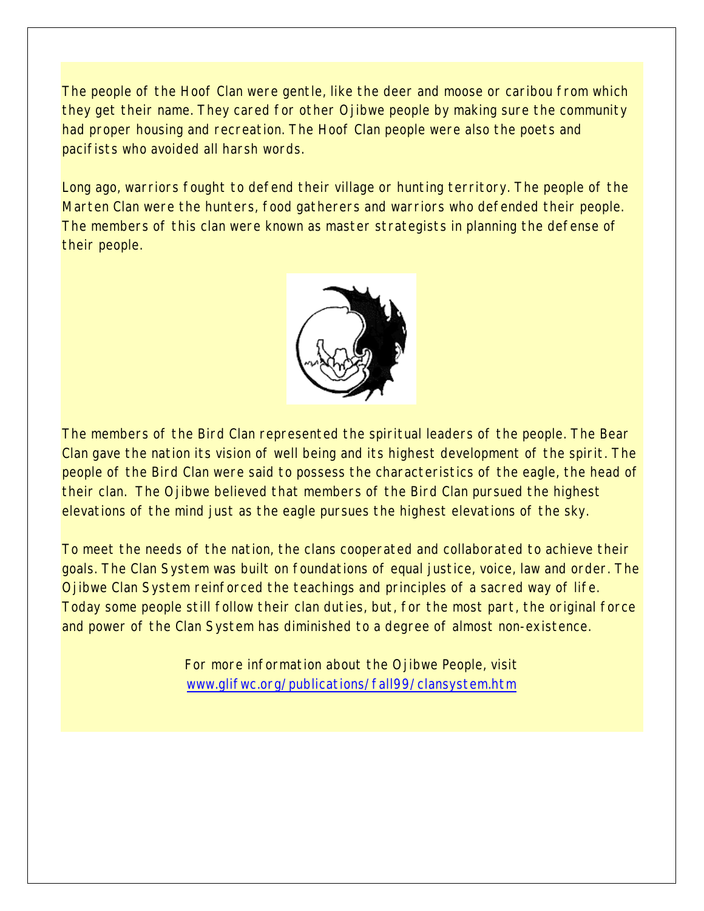The people of the Hoof Clan were gentle, like the deer and moose or caribou from which they get their name. They cared for other Ojibwe people by making sure the community had proper housing and recreation. The Hoof Clan people were also the poets and pacifists who avoided all harsh words.

Long ago, warriors fought to defend their village or hunting territory. The people of the Marten Clan were the hunters, food gatherers and warriors who defended their people. The members of this clan were known as master strategists in planning the defense of their people.

The members of the Bird Clan represented the spiritual leaders of the people. The Bear Clan gave the nation its vision of well being and its highest development of the spirit. The people of the Bird Clan were said to possess the characteristics of the eagle, the head of their clan. The Ojibwe believed that members of the Bird Clan pursued the highest elevations of the mind just as the eagle pursues the highest elevations of the sky.

To meet the needs of the nation, the clans cooperated and collaborated to achieve their goals. The Clan System was built on foundations of equal justice, voice, law and order. The Ojibwe Clan System reinforced the teachings and principles of a sacred way of life. Today some people still follow their clan duties, but, for the most part, the original force and power of the Clan System has diminished to a degree of almost non-existence.

For more information about the Ojibwe People, visit
www.glifwc.org/publications/fall99/clansystem.htm